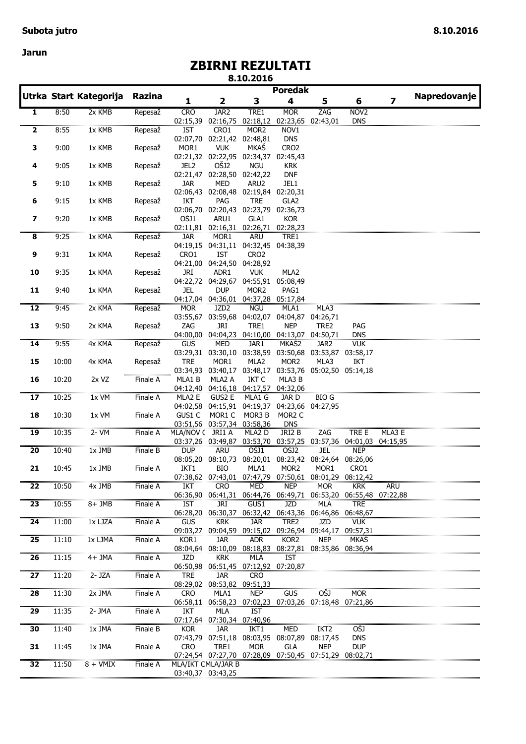**Subota jutro** **8.10.2016**

**Jarun**

# ZBIRNI REZULTATI

**8.10.2016**

| Utrka | Start | Kategorija | Razina | Poredak 1 | 2 | 3 | 4 | 5 | 6 | 7 | Napredovanje |
|---|---|---|---|---|---|---|---|---|---|---|---|
| 1 | 8:50 | 2x KMB | Repesaž | CRO | JAR2 | TRE1 | MOR | ZAG | NOV2 | | |
| | | | | 02:15,39 | 02:16,75 | 02:18,12 | 02:23,65 | 02:43,01 | DNS | | |
| 2 | 8:55 | 1x KMB | Repesaž | IST | CRO1 | MOR2 | NOV1 | | | | |
| | | | | 02:07,70 | 02:21,42 | 02:48,81 | DNS | | | | |
| 3 | 9:00 | 1x KMB | Repesaž | MOR1 | VUK | MKAŠ | CRO2 | | | | |
| | | | | 02:21,32 | 02:22,95 | 02:34,37 | 02:45,43 | | | | |
| 4 | 9:05 | 1x KMB | Repesaž | JEL2 | OŠJ2 | NGU | KRK | | | | |
| | | | | 02:21,47 | 02:28,50 | 02:42,22 | DNF | | | | |
| 5 | 9:10 | 1x KMB | Repesaž | JAR | MED | ARU2 | JEL1 | | | | |
| | | | | 02:06,43 | 02:08,48 | 02:19,84 | 02:20,31 | | | | |
| 6 | 9:15 | 1x KMB | Repesaž | IKT | PAG | TRE | GLA2 | | | | |
| | | | | 02:06,70 | 02:20,43 | 02:23,79 | 02:36,73 | | | | |
| 7 | 9:20 | 1x KMB | Repesaž | OŠJ1 | ARU1 | GLA1 | KOR | | | | |
| | | | | 02:11,81 | 02:16,31 | 02:26,71 | 02:28,23 | | | | |
| 8 | 9:25 | 1x KMA | Repesaž | JAR | MOR1 | ARU | TRE1 | | | | |
| | | | | 04:19,15 | 04:31,11 | 04:32,45 | 04:38,39 | | | | |
| 9 | 9:31 | 1x KMA | Repesaž | CRO1 | IST | CRO2 | | | | | |
| | | | | 04:21,00 | 04:24,50 | 04:28,92 | | | | | |
| 10 | 9:35 | 1x KMA | Repesaž | JRI | ADR1 | VUK | MLA2 | | | | |
| | | | | 04:22,72 | 04:29,67 | 04:55,91 | 05:08,49 | | | | |
| 11 | 9:40 | 1x KMA | Repesaž | JEL | DUP | MOR2 | PAG1 | | | | |
| | | | | 04:17,04 | 04:36,01 | 04:37,28 | 05:17,84 | | | | |
| 12 | 9:45 | 2x KMA | Repesaž | MOR | JZD2 | NGU | MLA1 | MLA3 | | | |
| | | | | 03:55,67 | 03:59,68 | 04:02,07 | 04:04,87 | 04:26,71 | | | |
| 13 | 9:50 | 2x KMA | Repesaž | ZAG | JRI | TRE1 | NEP | TRE2 | PAG | | |
| | | | | 04:00,00 | 04:04,23 | 04:10,00 | 04:13,07 | 04:50,71 | DNS | | |
| 14 | 9:55 | 4x KMA | Repesaž | GUS | MED | JAR1 | MKAŠ2 | JAR2 | VUK | | |
| | | | | 03:29,31 | 03:30,10 | 03:38,59 | 03:50,68 | 03:53,87 | 03:58,17 | | |
| 15 | 10:00 | 4x KMA | Repesaž | TRE | MOR1 | MLA2 | MOR2 | MLA3 | IKT | | |
| | | | | 03:34,93 | 03:40,17 | 03:48,17 | 03:53,76 | 05:02,50 | 05:14,18 | | |
| 16 | 10:20 | 2x VZ | Finale A | MLA1 B | MLA2 A | IKT C | MLA3 B | | | | |
| | | | | 04:12,40 | 04:16,18 | 04:17,57 | 04:32,06 | | | | |
| 17 | 10:25 | 1x VM | Finale A | MLA2 E | GUS2 E | MLA1 G | JAR D | BIO G | | | |
| | | | | 04:02,58 | 04:15,91 | 04:19,37 | 04:23,66 | 04:27,95 | | | |
| 18 | 10:30 | 1x VM | Finale A | GUS1 C | MOR1 C | MOR3 B | MOR2 C | | | | |
| | | | | 03:51,56 | 03:57,34 | 03:58,36 | DNS | | | | |
| 19 | 10:35 | 2- VM | Finale A | MLA/NOV ( | JRI1 A | MLA2 D | JRI2 B | ZAG | TRE E | MLA3 E | |
| | | | | 03:37,26 | 03:49,87 | 03:53,70 | 03:57,25 | 03:57,36 | 04:01,03 | 04:15,95 | |
| 20 | 10:40 | 1x JMB | Finale B | DUP | ARU | OSJ1 | OSJ2 | JEL | NEP | | |
| | | | | 08:05,20 | 08:10,73 | 08:20,01 | 08:23,42 | 08:24,64 | 08:26,06 | | |
| 21 | 10:45 | 1x JMB | Finale A | IKT1 | BIO | MLA1 | MOR2 | MOR1 | CRO1 | | |
| | | | | 07:38,62 | 07:43,01 | 07:47,79 | 07:50,61 | 08:01,29 | 08:12,42 | | |
| 22 | 10:50 | 4x JMB | Finale A | IKT | CRO | MED | NEP | MOR | KRK | ARU | |
| | | | | 06:36,90 | 06:41,31 | 06:44,76 | 06:49,71 | 06:53,20 | 06:55,48 | 07:22,88 | |
| 23 | 10:55 | 8+ JMB | Finale A | IST | JRI | GUS1 | JZD | MLA | TRE | | |
| | | | | 06:28,20 | 06:30,37 | 06:32,42 | 06:43,36 | 06:46,86 | 06:48,67 | | |
| 24 | 11:00 | 1x LJZA | Finale A | GUS | KRK | JAR | TRE2 | JZD | VUK | | |
| | | | | 09:03,27 | 09:04,59 | 09:15,02 | 09:26,94 | 09:44,17 | 09:57,31 | | |
| 25 | 11:10 | 1x LJMA | Finale A | KOR1 | JAR | ADR | KOR2 | NEP | MKAŠ | | |
| | | | | 08:04,64 | 08:10,09 | 08:18,83 | 08:27,81 | 08:35,86 | 08:36,94 | | |
| 26 | 11:15 | 4+ JMA | Finale A | JZD | KRK | MLA | IST | | | | |
| | | | | 06:50,98 | 06:51,45 | 07:12,92 | 07:20,87 | | | | |
| 27 | 11:20 | 2- JZA | Finale A | TRE | JAR | CRO | | | | | |
| | | | | 08:29,02 | 08:53,82 | 09:51,33 | | | | | |
| 28 | 11:30 | 2x JMA | Finale A | CRO | MLA1 | NEP | GUS | OSJ | MOR | | |
| | | | | 06:58,11 | 06:58,23 | 07:02,23 | 07:03,26 | 07:18,48 | 07:21,86 | | |
| 29 | 11:35 | 2- JMA | Finale A | IKT | MLA | IST | | | | | |
| | | | | 07:17,64 | 07:30,34 | 07:40,96 | | | | | |
| 30 | 11:40 | 1x JMA | Finale B | KOR | JAR | IKT1 | MED | IKT2 | OSJ | | |
| | | | | 07:43,79 | 07:51,18 | 08:03,95 | 08:07,89 | 08:17,45 | DNS | | |
| 31 | 11:45 | 1x JMA | Finale A | CRO | TRE1 | MOR | GLA | NEP | DUP | | |
| | | | | 07:24,54 | 07:27,70 | 07:28,09 | 07:50,45 | 07:51,29 | 08:02,71 | | |
| 32 | 11:50 | 8 + VMIX | Finale A | MLA/IKT C | MLA/JAR B | | | | | | |
| | | | | 03:40,37 | 03:43,25 | | | | | | |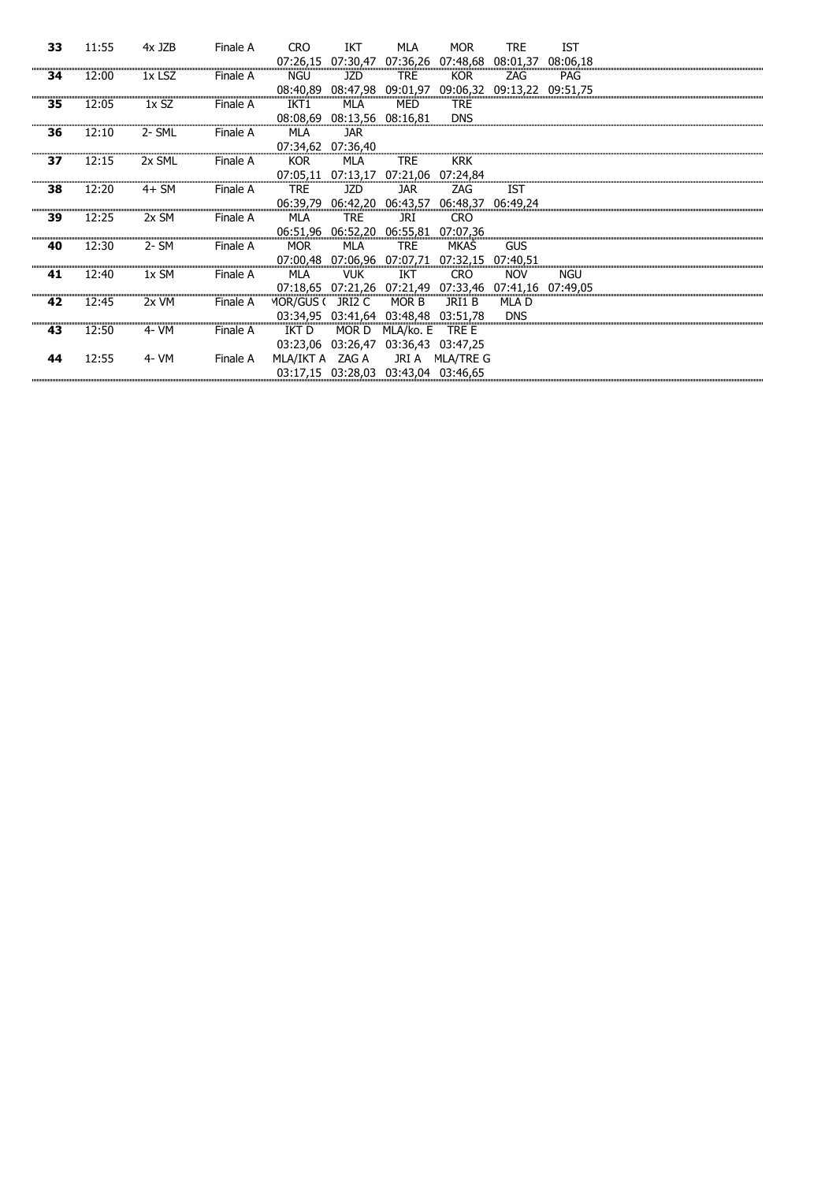| | | | | | | | | | |
|---|---|---|---|---|---|---|---|---|---|
| **33** | 11:55 | 4x JZB | Finale A | CRO | IKT | MLA | MOR | TRE | IST |
| | | | | 07:26,15 | 07:30,47 | 07:36,26 | 07:48,68 | 08:01,37 | 08:06,18 |
| **34** | 12:00 | 1x LSZ | Finale A | NGU | JZD | TRE | KOR | ZAG | PAG |
| | | | | 08:40,89 | 08:47,98 | 09:01,97 | 09:06,32 | 09:13,22 | 09:51,75 |
| **35** | 12:05 | 1x SZ | Finale A | IKT1 | MLA | MED | TRE | | |
| | | | | 08:08,69 | 08:13,56 | 08:16,81 | DNS | | |
| **36** | 12:10 | 2- SML | Finale A | MLA | JAR | | | | |
| | | | | 07:34,62 | 07:36,40 | | | | |
| **37** | 12:15 | 2x SML | Finale A | KOR | MLA | TRE | KRK | | |
| | | | | 07:05,11 | 07:13,17 | 07:21,06 | 07:24,84 | | |
| **38** | 12:20 | 4+ SM | Finale A | TRE | JZD | JAR | ZAG | IST | |
| | | | | 06:39,79 | 06:42,20 | 06:43,57 | 06:48,37 | 06:49,24 | |
| **39** | 12:25 | 2x SM | Finale A | MLA | TRE | JRI | CRO | | |
| | | | | 06:51,96 | 06:52,20 | 06:55,81 | 07:07,36 | | |
| **40** | 12:30 | 2- SM | Finale A | MOR | MLA | TRE | MKAS | GUS | |
| | | | | 07:00,48 | 07:06,96 | 07:07,71 | 07:32,15 | 07:40,51 | |
| **41** | 12:40 | 1x SM | Finale A | MLA | VUK | IKT | CRO | NOV | NGU |
| | | | | 07:18,65 | 07:21,26 | 07:21,49 | 07:33,46 | 07:41,16 | 07:49,05 |
| **42** | 12:45 | 2x VM | Finale A | MOR/GUS ( | JRI2 C | MOR B | JRI1 B | MLA D | |
| | | | | 03:34,95 | 03:41,64 | 03:48,48 | 03:51,78 | DNS | |
| **43** | 12:50 | 4- VM | Finale A | IKT D | MOR D | MLA/ko. E | TRE E | | |
| | | | | 03:23,06 | 03:26,47 | 03:36,43 | 03:47,25 | | |
| **44** | 12:55 | 4- VM | Finale A | MLA/IKT A | ZAG A | JRI A | MLA/TRE G | | |
| | | | | 03:17,15 | 03:28,03 | 03:43,04 | 03:46,65 | | |